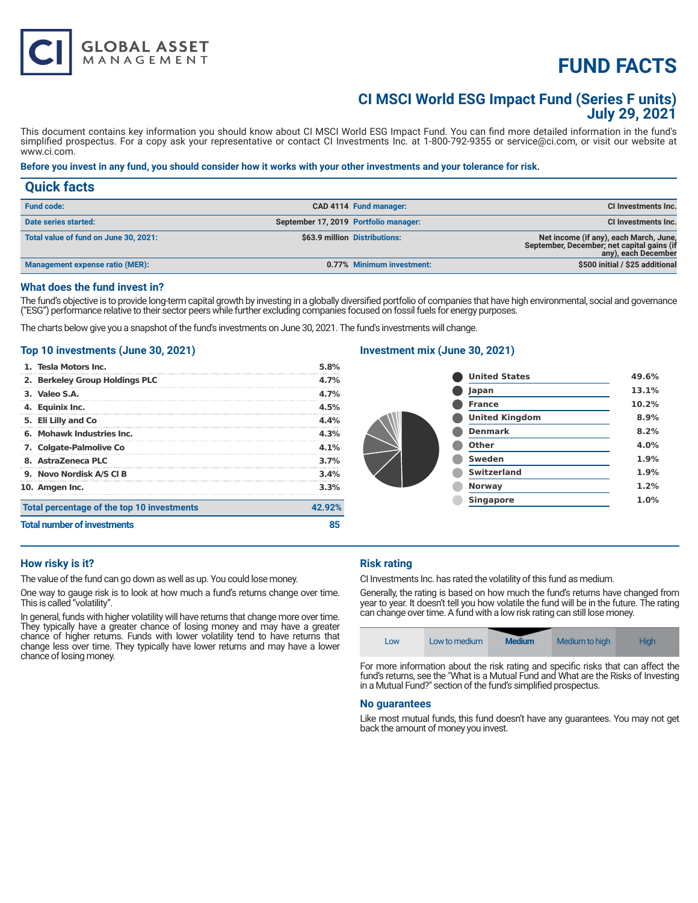# FUND FACTS

## CI MSCI World ESG Impact Fund (Series F units)
## July 29, 2021

This document contains key information you should know about CI MSCI World ESG Impact Fund. You can find more detailed information in the fund's simplified prospectus. For a copy ask your representative or contact CI Investments Inc. at 1-800-792-9355 or service@ci.com, or visit our website at www.ci.com.

**Before you invest in any fund, you should consider how it works with your other investments and your tolerance for risk.**

## Quick facts

| | | | |
|---|---|---|---|
| **Fund code:** | CAD 4114 | **Fund manager:** | CI Investments Inc. |
| **Date series started:** | September 17, 2019 | **Portfolio manager:** | CI Investments Inc. |
| **Total value of fund on June 30, 2021:** | $63.9 million | **Distributions:** | Net income (if any), each March, June, September, December; net capital gains (if any), each December |
| **Management expense ratio (MER):** | 0.77% | **Minimum investment:** | $500 initial / $25 additional |

### What does the fund invest in?

The fund's objective is to provide long-term capital growth by investing in a globally diversified portfolio of companies that have high environmental, social and governance ("ESG") performance relative to their sector peers while further excluding companies focused on fossil fuels for energy purposes.

The charts below give you a snapshot of the fund's investments on June 30, 2021. The fund's investments will change.

### Top 10 investments (June 30, 2021)

| | |
|---|---|
| 1. Tesla Motors Inc. | 5.8% |
| 2. Berkeley Group Holdings PLC | 4.7% |
| 3. Valeo S.A. | 4.7% |
| 4. Equinix Inc. | 4.5% |
| 5. Eli Lilly and Co | 4.4% |
| 6. Mohawk Industries Inc. | 4.3% |
| 7. Colgate-Palmolive Co | 4.1% |
| 8. AstraZeneca PLC | 3.7% |
| 9. Novo Nordisk A/S Cl B | 3.4% |
| 10. Amgen Inc. | 3.3% |
| **Total percentage of the top 10 investments** | **42.92%** |
| **Total number of investments** | **85** |

### Investment mix (June 30, 2021)

| | |
|---|---|
| United States | 49.6% |
| Japan | 13.1% |
| France | 10.2% |
| United Kingdom | 8.9% |
| Denmark | 8.2% |
| Other | 4.0% |
| Sweden | 1.9% |
| Switzerland | 1.9% |
| Norway | 1.2% |
| Singapore | 1.0% |

### How risky is it?

The value of the fund can go down as well as up. You could lose money.

One way to gauge risk is to look at how much a fund's returns change over time. This is called "volatility".

In general, funds with higher volatility will have returns that change more over time. They typically have a greater chance of losing money and may have a greater chance of higher returns. Funds with lower volatility tend to have returns that change less over time. They typically have lower returns and may have a lower chance of losing money.

### Risk rating

CI Investments Inc. has rated the volatility of this fund as medium.

Generally, the rating is based on how much the fund's returns have changed from year to year. It doesn't tell you how volatile the fund will be in the future. The rating can change over time. A fund with a low risk rating can still lose money.

| Low | Low to medium | **Medium** | Medium to high | High |
|---|---|---|---|---|

For more information about the risk rating and specific risks that can affect the fund's returns, see the "What is a Mutual Fund and What are the Risks of Investing in a Mutual Fund?" section of the fund's simplified prospectus.

### No guarantees

Like most mutual funds, this fund doesn't have any guarantees. You may not get back the amount of money you invest.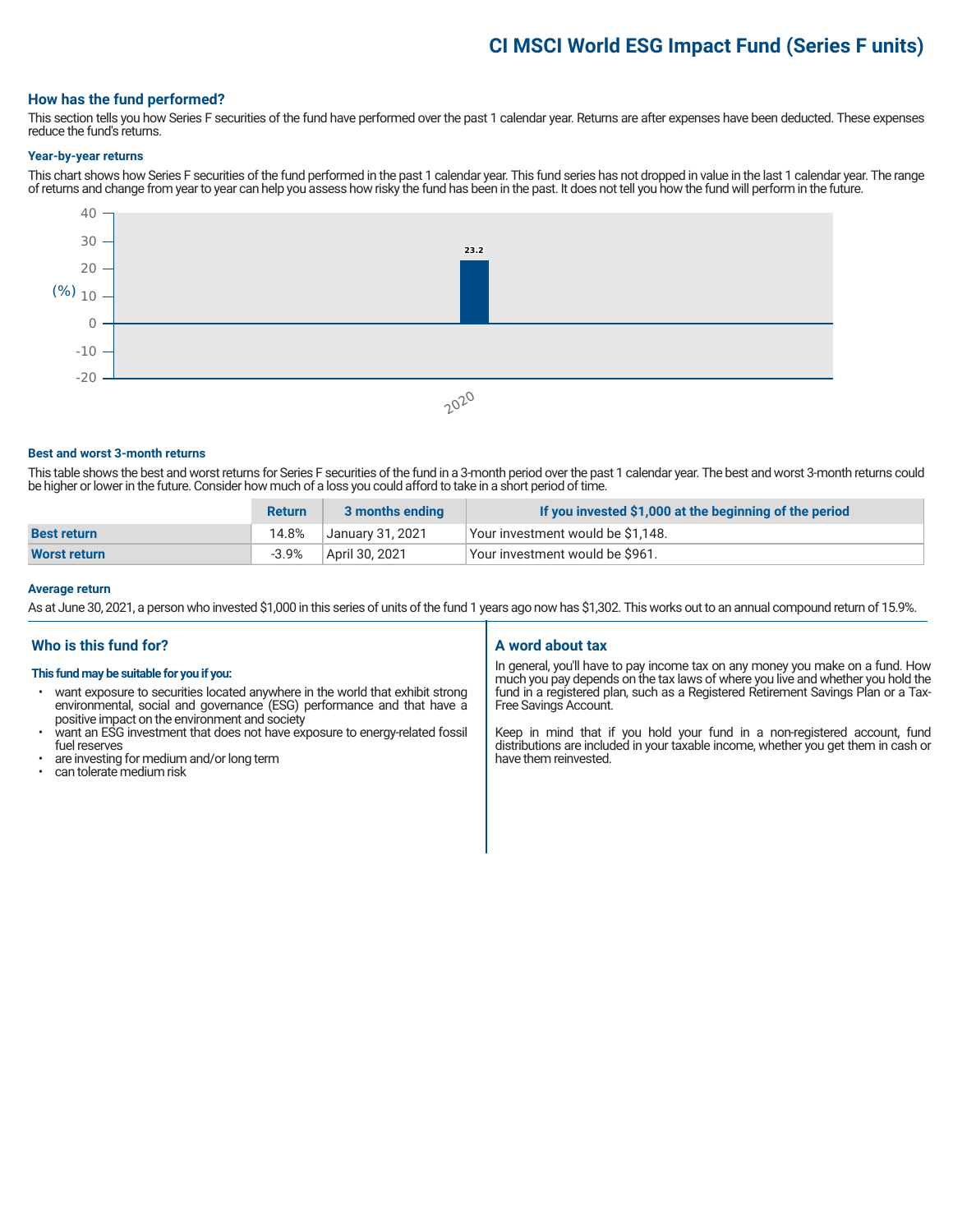# CI MSCI World ESG Impact Fund (Series F units)

## How has the fund performed?

This section tells you how Series F securities of the fund have performed over the past 1 calendar year. Returns are after expenses have been deducted. These expenses reduce the fund's returns.

### Year-by-year returns

This chart shows how Series F securities of the fund performed in the past 1 calendar year. This fund series has not dropped in value in the last 1 calendar year. The range of returns and change from year to year can help you assess how risky the fund has been in the past. It does not tell you how the fund will perform in the future.

| Year | Return (%) |
|---|---|
| 2020 | 23.2 |

### Best and worst 3-month returns

This table shows the best and worst returns for Series F securities of the fund in a 3-month period over the past 1 calendar year. The best and worst 3-month returns could be higher or lower in the future. Consider how much of a loss you could afford to take in a short period of time.

| | Return | 3 months ending | If you invested $1,000 at the beginning of the period |
|---|---|---|---|
| **Best return** | 14.8% | January 31, 2021 | Your investment would be $1,148. |
| **Worst return** | -3.9% | April 30, 2021 | Your investment would be $961. |

### Average return

As at June 30, 2021, a person who invested $1,000 in this series of units of the fund 1 years ago now has $1,302. This works out to an annual compound return of 15.9%.

## Who is this fund for?

**This fund may be suitable for you if you:**

- want exposure to securities located anywhere in the world that exhibit strong environmental, social and governance (ESG) performance and that have a positive impact on the environment and society
- want an ESG investment that does not have exposure to energy-related fossil fuel reserves
- are investing for medium and/or long term
- can tolerate medium risk

## A word about tax

In general, you'll have to pay income tax on any money you make on a fund. How much you pay depends on the tax laws of where you live and whether you hold the fund in a registered plan, such as a Registered Retirement Savings Plan or a Tax-Free Savings Account.

Keep in mind that if you hold your fund in a non-registered account, fund distributions are included in your taxable income, whether you get them in cash or have them reinvested.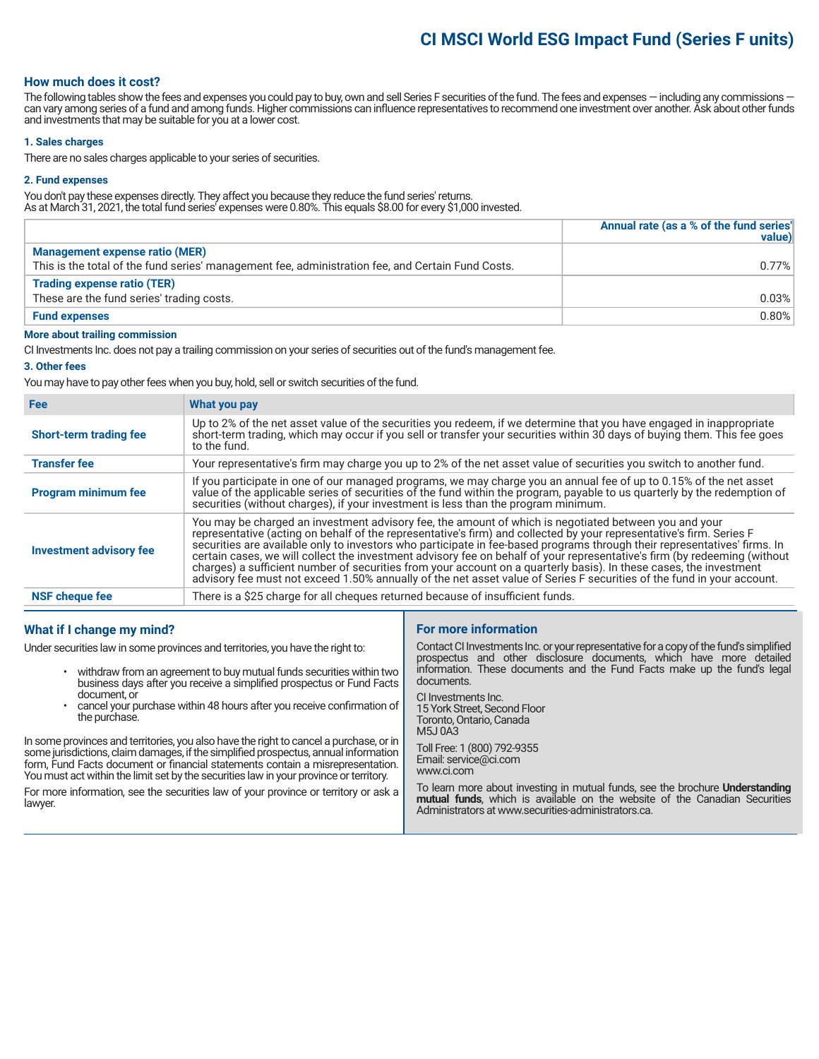# CI MSCI World ESG Impact Fund (Series F units)

## How much does it cost?

The following tables show the fees and expenses you could pay to buy, own and sell Series F securities of the fund. The fees and expenses — including any commissions — can vary among series of a fund and among funds. Higher commissions can influence representatives to recommend one investment over another. Ask about other funds and investments that may be suitable for you at a lower cost.

### 1. Sales charges

There are no sales charges applicable to your series of securities.

### 2. Fund expenses

You don't pay these expenses directly. They affect you because they reduce the fund series' returns.
As at March 31, 2021, the total fund series' expenses were 0.80%. This equals $8.00 for every $1,000 invested.

| | Annual rate (as a % of the fund series' value) |
|---|---|
| **Management expense ratio (MER)**<br>This is the total of the fund series' management fee, administration fee, and Certain Fund Costs. | 0.77% |
| **Trading expense ratio (TER)**<br>These are the fund series' trading costs. | 0.03% |
| **Fund expenses** | 0.80% |

#### More about trailing commission

CI Investments Inc. does not pay a trailing commission on your series of securities out of the fund's management fee.

### 3. Other fees

You may have to pay other fees when you buy, hold, sell or switch securities of the fund.

| Fee | What you pay |
|---|---|
| **Short-term trading fee** | Up to 2% of the net asset value of the securities you redeem, if we determine that you have engaged in inappropriate short-term trading, which may occur if you sell or transfer your securities within 30 days of buying them. This fee goes to the fund. |
| **Transfer fee** | Your representative's firm may charge you up to 2% of the net asset value of securities you switch to another fund. |
| **Program minimum fee** | If you participate in one of our managed programs, we may charge you an annual fee of up to 0.15% of the net asset value of the applicable series of securities of the fund within the program, payable to us quarterly by the redemption of securities (without charges), if your investment is less than the program minimum. |
| **Investment advisory fee** | You may be charged an investment advisory fee, the amount of which is negotiated between you and your representative (acting on behalf of the representative's firm) and collected by your representative's firm. Series F securities are available only to investors who participate in fee-based programs through their representatives' firms. In certain cases, we will collect the investment advisory fee on behalf of your representative's firm (by redeeming (without charges) a sufficient number of securities from your account on a quarterly basis). In these cases, the investment advisory fee must not exceed 1.50% annually of the net asset value of Series F securities of the fund in your account. |
| **NSF cheque fee** | There is a $25 charge for all cheques returned because of insufficient funds. |

## What if I change my mind?

Under securities law in some provinces and territories, you have the right to:

- withdraw from an agreement to buy mutual funds securities within two business days after you receive a simplified prospectus or Fund Facts document, or
- cancel your purchase within 48 hours after you receive confirmation of the purchase.

In some provinces and territories, you also have the right to cancel a purchase, or in some jurisdictions, claim damages, if the simplified prospectus, annual information form, Fund Facts document or financial statements contain a misrepresentation. You must act within the limit set by the securities law in your province or territory.

For more information, see the securities law of your province or territory or ask a lawyer.

## For more information

Contact CI Investments Inc. or your representative for a copy of the fund's simplified prospectus and other disclosure documents, which have more detailed information. These documents and the Fund Facts make up the fund's legal documents.

CI Investments Inc.
15 York Street, Second Floor
Toronto, Ontario, Canada
M5J 0A3

Toll Free: 1 (800) 792-9355
Email: service@ci.com
www.ci.com

To learn more about investing in mutual funds, see the brochure **Understanding mutual funds**, which is available on the website of the Canadian Securities Administrators at www.securities-administrators.ca.